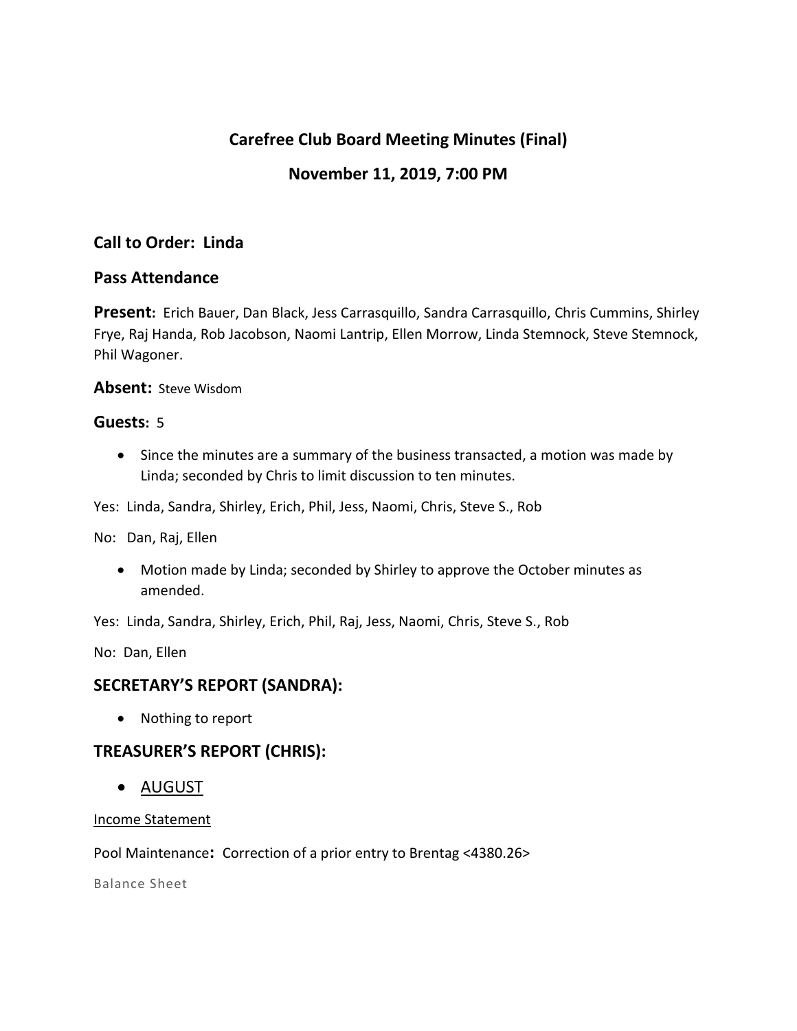# Carefree Club Board Meeting Minutes (Final)

## November 11, 2019, 7:00 PM

### Call to Order: Linda

### Pass Attendance

**Present:** Erich Bauer, Dan Black, Jess Carrasquillo, Sandra Carrasquillo, Chris Cummins, Shirley Frye, Raj Handa, Rob Jacobson, Naomi Lantrip, Ellen Morrow, Linda Stemnock, Steve Stemnock, Phil Wagoner.

**Absent:** Steve Wisdom

**Guests:** 5

- Since the minutes are a summary of the business transacted, a motion was made by Linda; seconded by Chris to limit discussion to ten minutes.

Yes: Linda, Sandra, Shirley, Erich, Phil, Jess, Naomi, Chris, Steve S., Rob

No: Dan, Raj, Ellen

- Motion made by Linda; seconded by Shirley to approve the October minutes as amended.

Yes: Linda, Sandra, Shirley, Erich, Phil, Raj, Jess, Naomi, Chris, Steve S., Rob

No: Dan, Ellen

### SECRETARY'S REPORT (SANDRA):

- Nothing to report

### TREASURER'S REPORT (CHRIS):

- <u>AUGUST</u>

<u>Income Statement</u>

Pool Maintenance**:** Correction of a prior entry to Brentag <4380.26>

Balance Sheet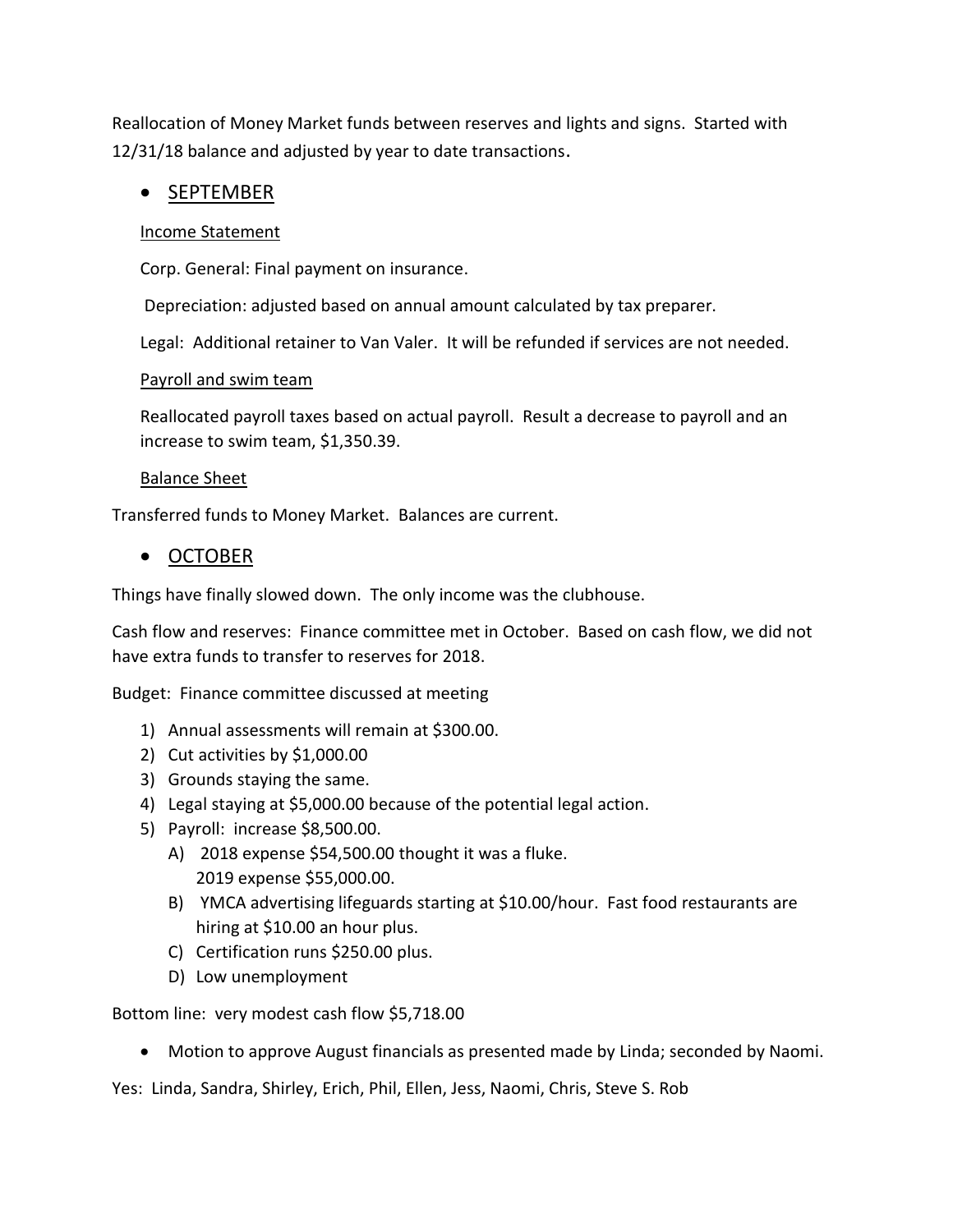Reallocation of Money Market funds between reserves and lights and signs. Started with 12/31/18 balance and adjusted by year to date transactions.

- SEPTEMBER

  Income Statement

  Corp. General: Final payment on insurance.

  Depreciation: adjusted based on annual amount calculated by tax preparer.

  Legal: Additional retainer to Van Valer. It will be refunded if services are not needed.

  Payroll and swim team

  Reallocated payroll taxes based on actual payroll. Result a decrease to payroll and an increase to swim team, $1,350.39.

  Balance Sheet

Transferred funds to Money Market. Balances are current.

- OCTOBER

Things have finally slowed down. The only income was the clubhouse.

Cash flow and reserves: Finance committee met in October. Based on cash flow, we did not have extra funds to transfer to reserves for 2018.

Budget: Finance committee discussed at meeting

1) Annual assessments will remain at $300.00.
2) Cut activities by $1,000.00
3) Grounds staying the same.
4) Legal staying at $5,000.00 because of the potential legal action.
5) Payroll: increase $8,500.00.
   A) 2018 expense $54,500.00 thought it was a fluke.
      2019 expense $55,000.00.
   B) YMCA advertising lifeguards starting at $10.00/hour. Fast food restaurants are hiring at $10.00 an hour plus.
   C) Certification runs $250.00 plus.
   D) Low unemployment

Bottom line: very modest cash flow $5,718.00

- Motion to approve August financials as presented made by Linda; seconded by Naomi.

Yes: Linda, Sandra, Shirley, Erich, Phil, Ellen, Jess, Naomi, Chris, Steve S. Rob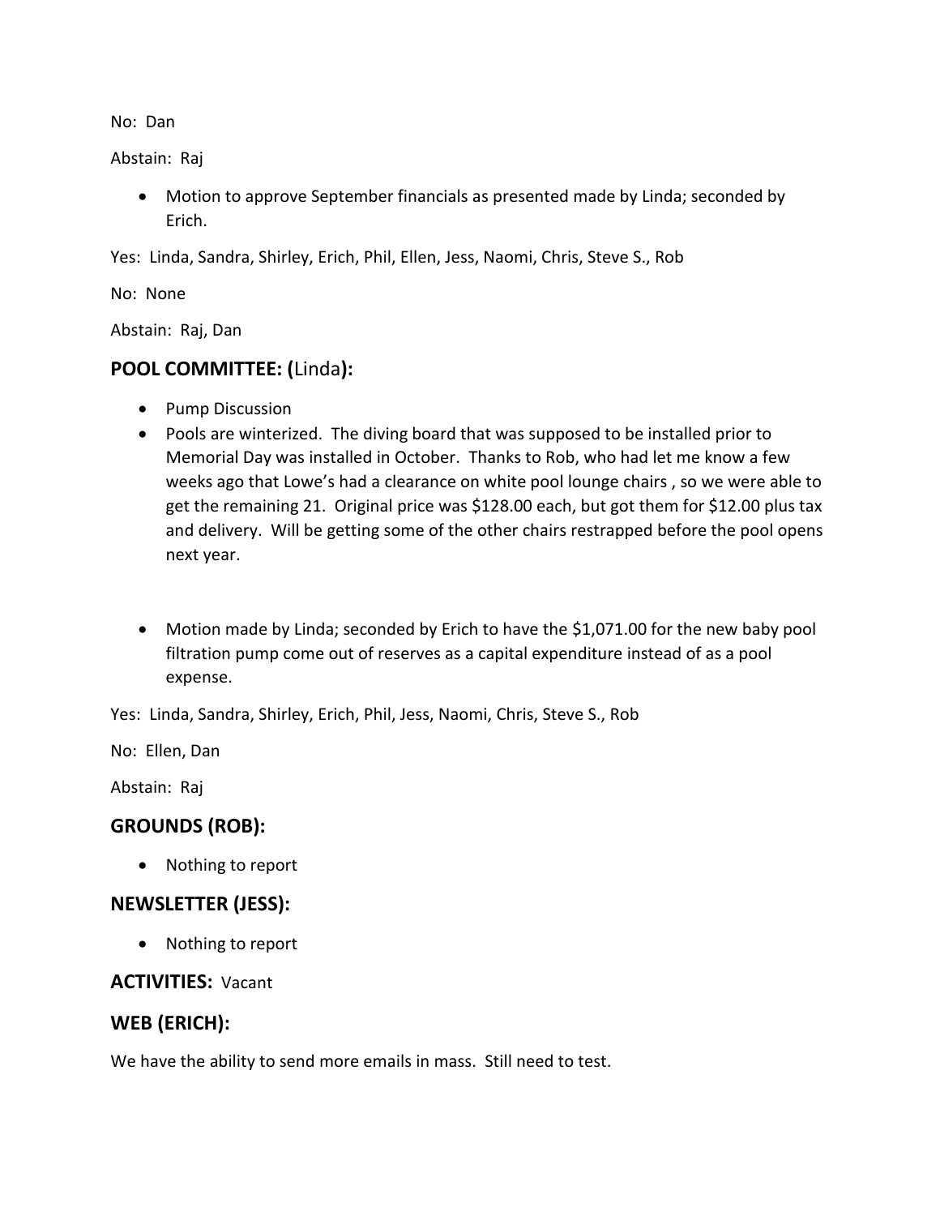No: Dan

Abstain: Raj

- Motion to approve September financials as presented made by Linda; seconded by Erich.

Yes: Linda, Sandra, Shirley, Erich, Phil, Ellen, Jess, Naomi, Chris, Steve S., Rob

No: None

Abstain: Raj, Dan

## POOL COMMITTEE: (Linda):

- Pump Discussion
- Pools are winterized. The diving board that was supposed to be installed prior to Memorial Day was installed in October. Thanks to Rob, who had let me know a few weeks ago that Lowe's had a clearance on white pool lounge chairs , so we were able to get the remaining 21. Original price was $128.00 each, but got them for $12.00 plus tax and delivery. Will be getting some of the other chairs restrapped before the pool opens next year.

- Motion made by Linda; seconded by Erich to have the $1,071.00 for the new baby pool filtration pump come out of reserves as a capital expenditure instead of as a pool expense.

Yes: Linda, Sandra, Shirley, Erich, Phil, Jess, Naomi, Chris, Steve S., Rob

No: Ellen, Dan

Abstain: Raj

## GROUNDS (ROB):

- Nothing to report

## NEWSLETTER (JESS):

- Nothing to report

## ACTIVITIES: Vacant

## WEB (ERICH):

We have the ability to send more emails in mass. Still need to test.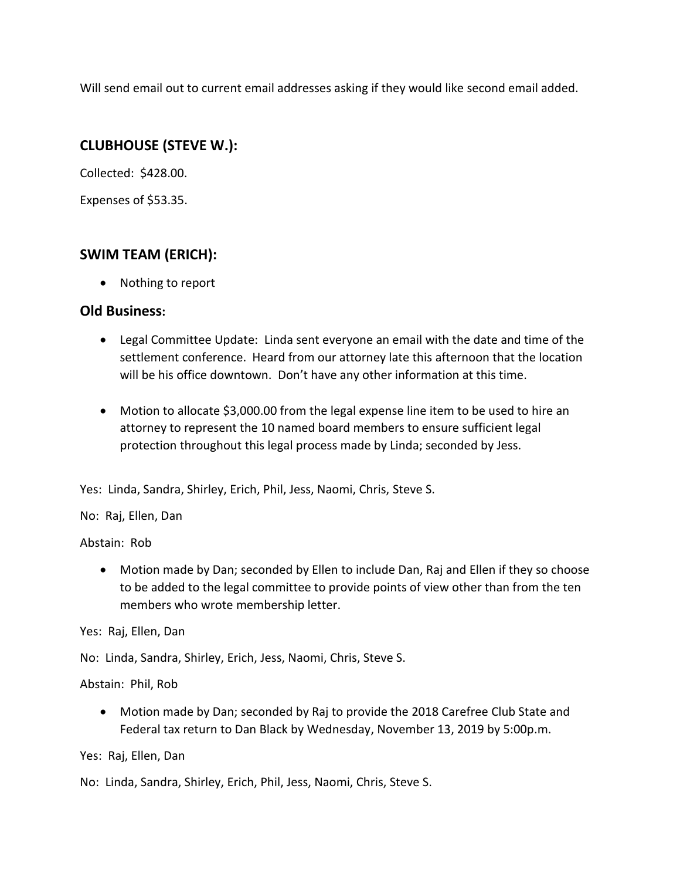Will send email out to current email addresses asking if they would like second email added.

## CLUBHOUSE (STEVE W.):

Collected: $428.00.

Expenses of $53.35.

## SWIM TEAM (ERICH):

- Nothing to report

## Old Business:

- Legal Committee Update: Linda sent everyone an email with the date and time of the settlement conference. Heard from our attorney late this afternoon that the location will be his office downtown. Don't have any other information at this time.

- Motion to allocate $3,000.00 from the legal expense line item to be used to hire an attorney to represent the 10 named board members to ensure sufficient legal protection throughout this legal process made by Linda; seconded by Jess.

Yes: Linda, Sandra, Shirley, Erich, Phil, Jess, Naomi, Chris, Steve S.

No: Raj, Ellen, Dan

Abstain: Rob

- Motion made by Dan; seconded by Ellen to include Dan, Raj and Ellen if they so choose to be added to the legal committee to provide points of view other than from the ten members who wrote membership letter.

Yes: Raj, Ellen, Dan

No: Linda, Sandra, Shirley, Erich, Jess, Naomi, Chris, Steve S.

Abstain: Phil, Rob

- Motion made by Dan; seconded by Raj to provide the 2018 Carefree Club State and Federal tax return to Dan Black by Wednesday, November 13, 2019 by 5:00p.m.

Yes: Raj, Ellen, Dan

No: Linda, Sandra, Shirley, Erich, Phil, Jess, Naomi, Chris, Steve S.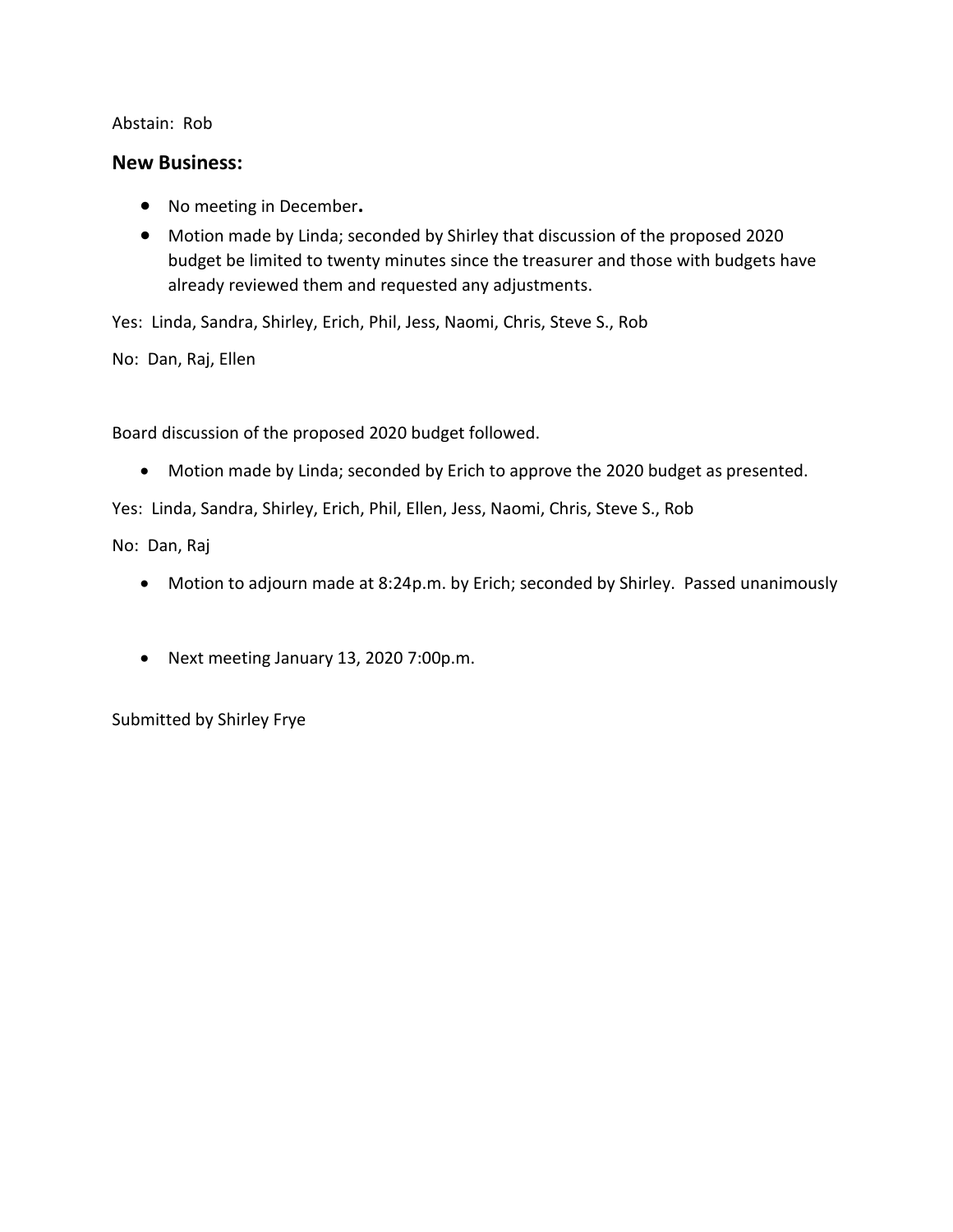Abstain: Rob

## New Business:

- No meeting in December**.**
- Motion made by Linda; seconded by Shirley that discussion of the proposed 2020 budget be limited to twenty minutes since the treasurer and those with budgets have already reviewed them and requested any adjustments.

Yes: Linda, Sandra, Shirley, Erich, Phil, Jess, Naomi, Chris, Steve S., Rob

No: Dan, Raj, Ellen

Board discussion of the proposed 2020 budget followed.

- Motion made by Linda; seconded by Erich to approve the 2020 budget as presented.

Yes: Linda, Sandra, Shirley, Erich, Phil, Ellen, Jess, Naomi, Chris, Steve S., Rob

No: Dan, Raj

- Motion to adjourn made at 8:24p.m. by Erich; seconded by Shirley. Passed unanimously

- Next meeting January 13, 2020 7:00p.m.

Submitted by Shirley Frye